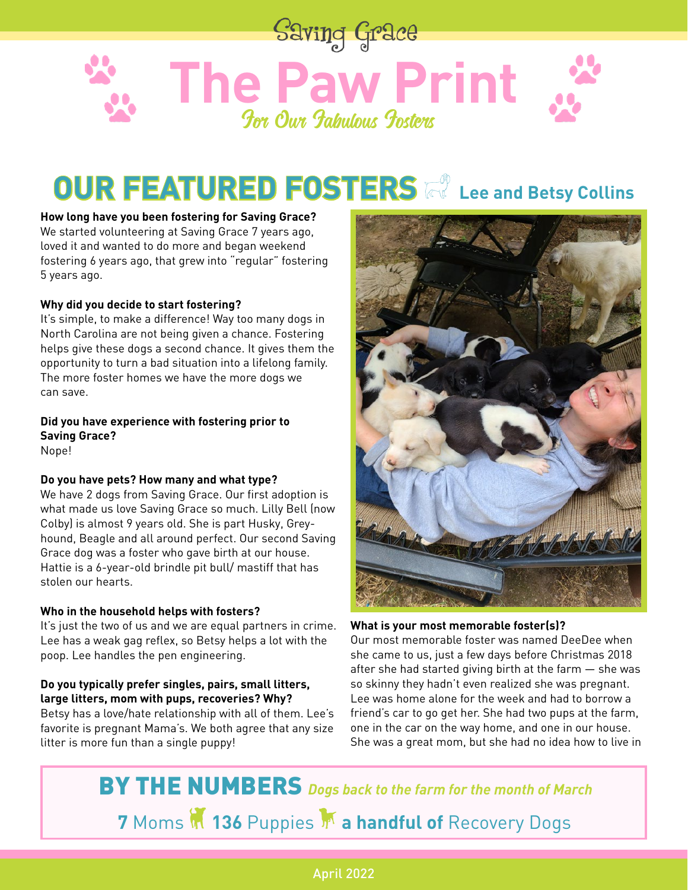Saving Grace

# The Paw Print

*For Our Fabulous Fosters*

## OUR FEATURED FOSTERS Lee and Betsy Collins

**How long have you been fostering for Saving Grace?**
We started volunteering at Saving Grace 7 years ago, loved it and wanted to do more and began weekend fostering 6 years ago, that grew into "regular" fostering 5 years ago.

**Why did you decide to start fostering?**
It's simple, to make a difference! Way too many dogs in North Carolina are not being given a chance. Fostering helps give these dogs a second chance. It gives them the opportunity to turn a bad situation into a lifelong family. The more foster homes we have the more dogs we can save.

**Did you have experience with fostering prior to Saving Grace?**
Nope!

**Do you have pets? How many and what type?**
We have 2 dogs from Saving Grace. Our first adoption is what made us love Saving Grace so much. Lilly Bell (now Colby) is almost 9 years old. She is part Husky, Greyhound, Beagle and all around perfect. Our second Saving Grace dog was a foster who gave birth at our house. Hattie is a 6-year-old brindle pit bull/ mastiff that has stolen our hearts.

**Who in the household helps with fosters?**
It's just the two of us and we are equal partners in crime. Lee has a weak gag reflex, so Betsy helps a lot with the poop. Lee handles the pen engineering.

**Do you typically prefer singles, pairs, small litters, large litters, mom with pups, recoveries? Why?**
Betsy has a love/hate relationship with all of them. Lee's favorite is pregnant Mama's. We both agree that any size litter is more fun than a single puppy!

**What is your most memorable foster(s)?**
Our most memorable foster was named DeeDee when she came to us, just a few days before Christmas 2018 after she had started giving birth at the farm — she was so skinny they hadn't even realized she was pregnant. Lee was home alone for the week and had to borrow a friend's car to go get her. She had two pups at the farm, one in the car on the way home, and one in our house. She was a great mom, but she had no idea how to live in

## BY THE NUMBERS *Dogs back to the farm for the month of March*

**7** Moms **136** Puppies **a handful of** Recovery Dogs

April 2022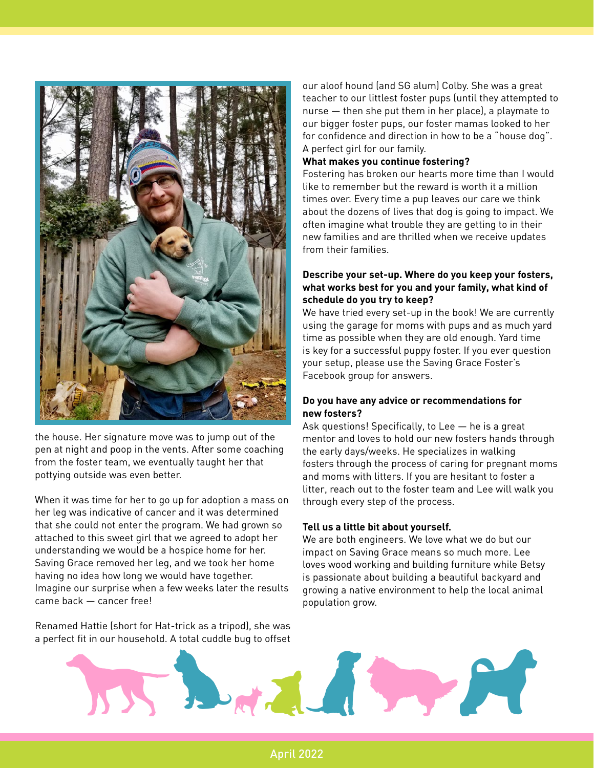the house. Her signature move was to jump out of the pen at night and poop in the vents. After some coaching from the foster team, we eventually taught her that pottying outside was even better.

When it was time for her to go up for adoption a mass on her leg was indicative of cancer and it was determined that she could not enter the program. We had grown so attached to this sweet girl that we agreed to adopt her understanding we would be a hospice home for her. Saving Grace removed her leg, and we took her home having no idea how long we would have together. Imagine our surprise when a few weeks later the results came back — cancer free!

Renamed Hattie (short for Hat-trick as a tripod), she was a perfect fit in our household. A total cuddle bug to offset our aloof hound (and SG alum) Colby. She was a great teacher to our littlest foster pups (until they attempted to nurse — then she put them in her place), a playmate to our bigger foster pups, our foster mamas looked to her for confidence and direction in how to be a "house dog". A perfect girl for our family.

**What makes you continue fostering?**

Fostering has broken our hearts more time than I would like to remember but the reward is worth it a million times over. Every time a pup leaves our care we think about the dozens of lives that dog is going to impact. We often imagine what trouble they are getting to in their new families and are thrilled when we receive updates from their families.

**Describe your set-up. Where do you keep your fosters, what works best for you and your family, what kind of schedule do you try to keep?**

We have tried every set-up in the book! We are currently using the garage for moms with pups and as much yard time as possible when they are old enough. Yard time is key for a successful puppy foster. If you ever question your setup, please use the Saving Grace Foster's Facebook group for answers.

**Do you have any advice or recommendations for new fosters?**

Ask questions! Specifically, to Lee — he is a great mentor and loves to hold our new fosters hands through the early days/weeks. He specializes in walking fosters through the process of caring for pregnant moms and moms with litters. If you are hesitant to foster a litter, reach out to the foster team and Lee will walk you through every step of the process.

**Tell us a little bit about yourself.**

We are both engineers. We love what we do but our impact on Saving Grace means so much more. Lee loves wood working and building furniture while Betsy is passionate about building a beautiful backyard and growing a native environment to help the local animal population grow.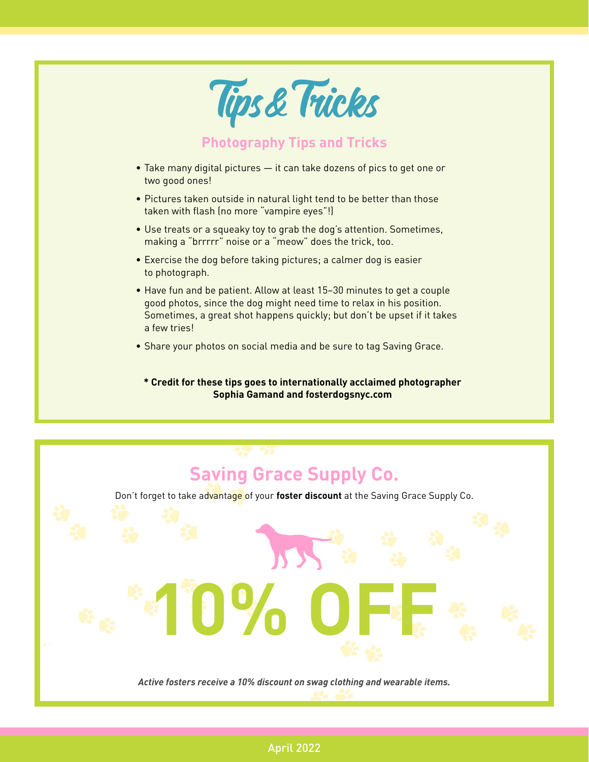# Tips & Tricks

## Photography Tips and Tricks

- Take many digital pictures — it can take dozens of pics to get one or two good ones!
- Pictures taken outside in natural light tend to be better than those taken with flash (no more "vampire eyes"!)
- Use treats or a squeaky toy to grab the dog's attention. Sometimes, making a "brrrrr" noise or a "meow" does the trick, too.
- Exercise the dog before taking pictures; a calmer dog is easier to photograph.
- Have fun and be patient. Allow at least 15–30 minutes to get a couple good photos, since the dog might need time to relax in his position. Sometimes, a great shot happens quickly; but don't be upset if it takes a few tries!
- Share your photos on social media and be sure to tag Saving Grace.

**\* Credit for these tips goes to internationally acclaimed photographer Sophia Gamand and fosterdogsnyc.com**

## Saving Grace Supply Co.

Don't forget to take advantage of your **foster discount** at the Saving Grace Supply Co.

# 10% OFF

***Active fosters receive a 10% discount on swag clothing and wearable items.***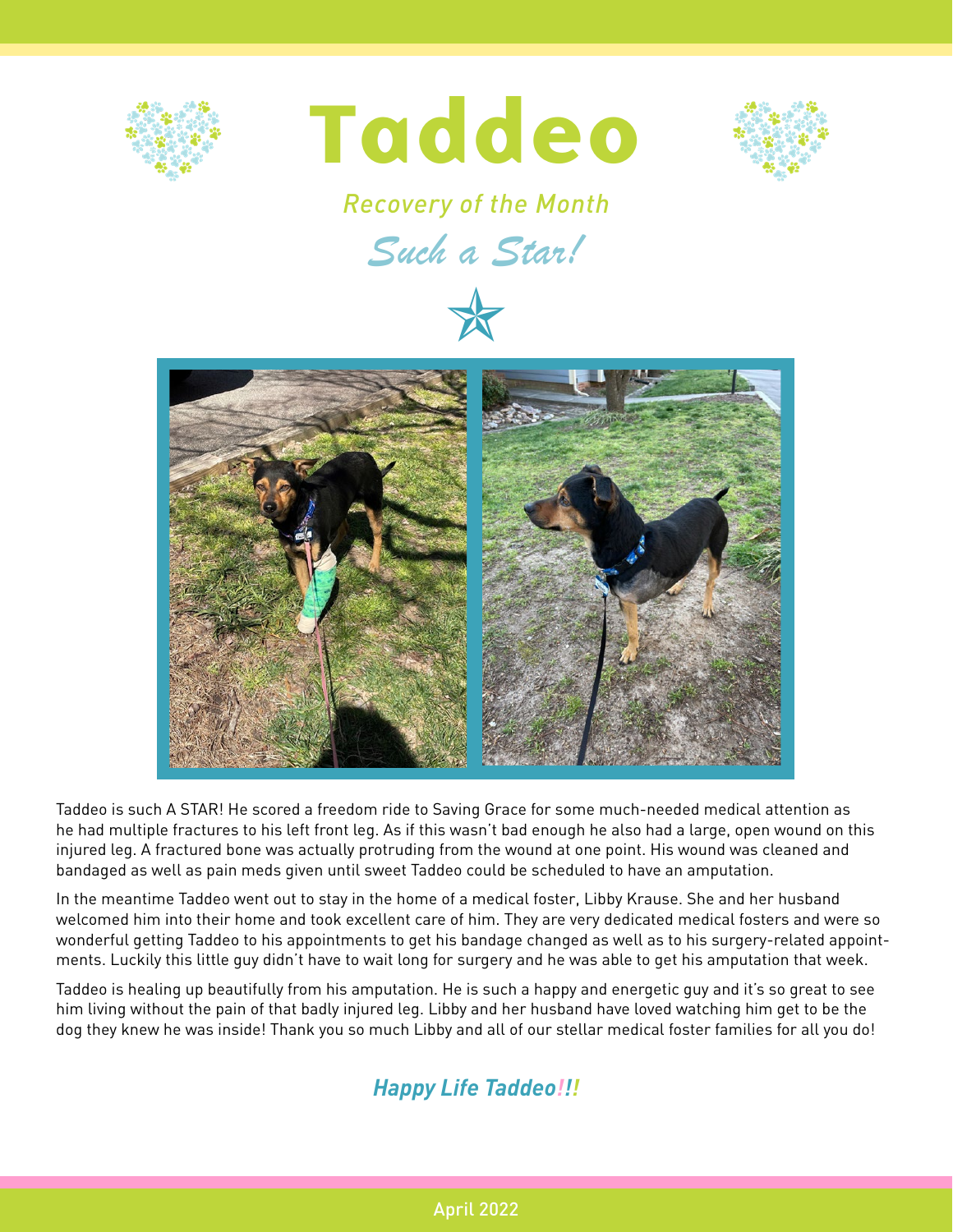# Taddeo

*Recovery of the Month*

*Such a Star!*

Taddeo is such A STAR! He scored a freedom ride to Saving Grace for some much-needed medical attention as he had multiple fractures to his left front leg. As if this wasn't bad enough he also had a large, open wound on this injured leg. A fractured bone was actually protruding from the wound at one point. His wound was cleaned and bandaged as well as pain meds given until sweet Taddeo could be scheduled to have an amputation.

In the meantime Taddeo went out to stay in the home of a medical foster, Libby Krause. She and her husband welcomed him into their home and took excellent care of him. They are very dedicated medical fosters and were so wonderful getting Taddeo to his appointments to get his bandage changed as well as to his surgery-related appointments. Luckily this little guy didn't have to wait long for surgery and he was able to get his amputation that week.

Taddeo is healing up beautifully from his amputation. He is such a happy and energetic guy and it's so great to see him living without the pain of that badly injured leg. Libby and her husband have loved watching him get to be the dog they knew he was inside! Thank you so much Libby and all of our stellar medical foster families for all you do!

***Happy Life Taddeo!!!***

April 2022